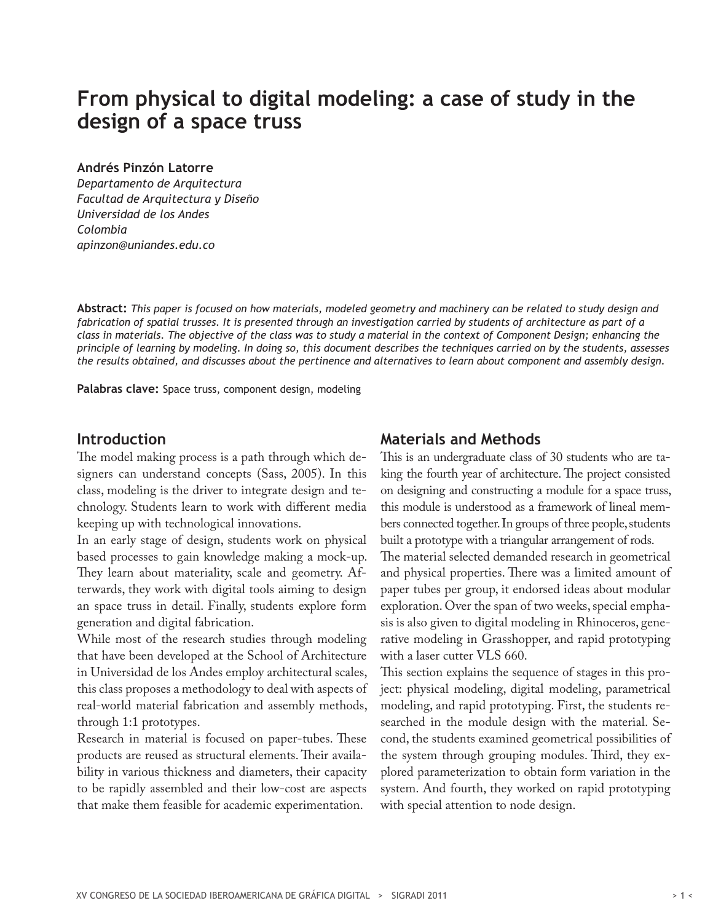# From physical to digital modeling: a case of study in the design of a space truss

**Andrés Pinzón Latorre**
*Departamento de Arquitectura*
*Facultad de Arquitectura y Diseño*
*Universidad de los Andes*
*Colombia*
*apinzon@uniandes.edu.co*

**Abstract:** *This paper is focused on how materials, modeled geometry and machinery can be related to study design and fabrication of spatial trusses. It is presented through an investigation carried by students of architecture as part of a class in materials. The objective of the class was to study a material in the context of Component Design; enhancing the principle of learning by modeling. In doing so, this document describes the techniques carried on by the students, assesses the results obtained, and discusses about the pertinence and alternatives to learn about component and assembly design.*

**Palabras clave:** Space truss, component design, modeling

## Introduction

The model making process is a path through which designers can understand concepts (Sass, 2005). In this class, modeling is the driver to integrate design and technology. Students learn to work with different media keeping up with technological innovations.

In an early stage of design, students work on physical based processes to gain knowledge making a mock-up. They learn about materiality, scale and geometry. Afterwards, they work with digital tools aiming to design an space truss in detail. Finally, students explore form generation and digital fabrication.

While most of the research studies through modeling that have been developed at the School of Architecture in Universidad de los Andes employ architectural scales, this class proposes a methodology to deal with aspects of real-world material fabrication and assembly methods, through 1:1 prototypes.

Research in material is focused on paper-tubes. These products are reused as structural elements. Their availability in various thickness and diameters, their capacity to be rapidly assembled and their low-cost are aspects that make them feasible for academic experimentation.

## Materials and Methods

This is an undergraduate class of 30 students who are taking the fourth year of architecture. The project consisted on designing and constructing a module for a space truss, this module is understood as a framework of lineal members connected together. In groups of three people, students built a prototype with a triangular arrangement of rods.

The material selected demanded research in geometrical and physical properties. There was a limited amount of paper tubes per group, it endorsed ideas about modular exploration. Over the span of two weeks, special emphasis is also given to digital modeling in Rhinoceros, generative modeling in Grasshopper, and rapid prototyping with a laser cutter VLS 660.

This section explains the sequence of stages in this project: physical modeling, digital modeling, parametrical modeling, and rapid prototyping. First, the students researched in the module design with the material. Second, the students examined geometrical possibilities of the system through grouping modules. Third, they explored parameterization to obtain form variation in the system. And fourth, they worked on rapid prototyping with special attention to node design.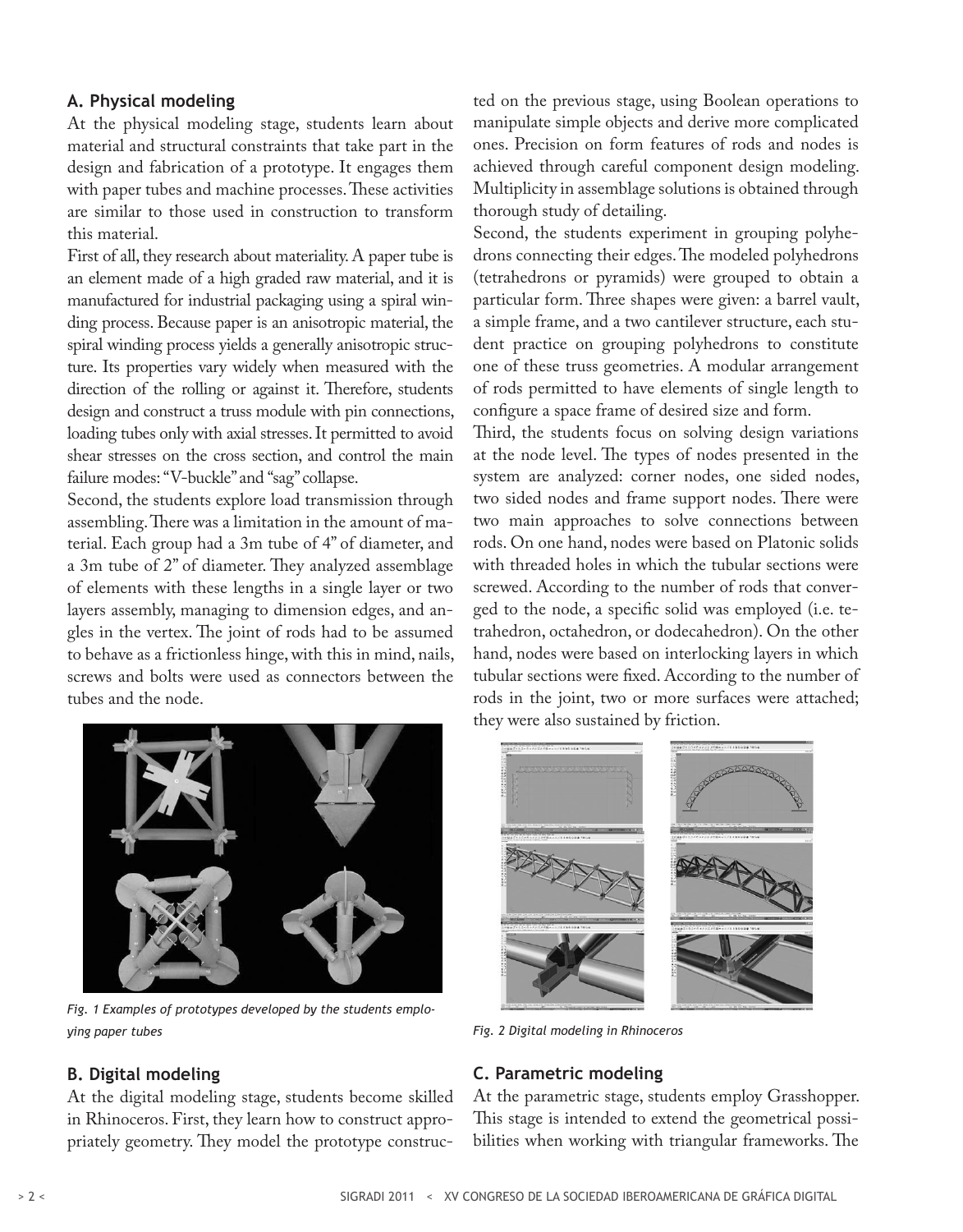### A. Physical modeling

At the physical modeling stage, students learn about material and structural constraints that take part in the design and fabrication of a prototype. It engages them with paper tubes and machine processes. These activities are similar to those used in construction to transform this material.

First of all, they research about materiality. A paper tube is an element made of a high graded raw material, and it is manufactured for industrial packaging using a spiral winding process. Because paper is an anisotropic material, the spiral winding process yields a generally anisotropic structure. Its properties vary widely when measured with the direction of the rolling or against it. Therefore, students design and construct a truss module with pin connections, loading tubes only with axial stresses. It permitted to avoid shear stresses on the cross section, and control the main failure modes: "V-buckle" and "sag" collapse.

Second, the students explore load transmission through assembling. There was a limitation in the amount of material. Each group had a 3m tube of 4" of diameter, and a 3m tube of 2" of diameter. They analyzed assemblage of elements with these lengths in a single layer or two layers assembly, managing to dimension edges, and angles in the vertex. The joint of rods had to be assumed to behave as a frictionless hinge, with this in mind, nails, screws and bolts were used as connectors between the tubes and the node.

*Fig. 1 Examples of prototypes developed by the students employing paper tubes*

### B. Digital modeling

At the digital modeling stage, students become skilled in Rhinoceros. First, they learn how to construct appropriately geometry. They model the prototype constructed on the previous stage, using Boolean operations to manipulate simple objects and derive more complicated ones. Precision on form features of rods and nodes is achieved through careful component design modeling. Multiplicity in assemblage solutions is obtained through thorough study of detailing.

Second, the students experiment in grouping polyhedrons connecting their edges. The modeled polyhedrons (tetrahedrons or pyramids) were grouped to obtain a particular form. Three shapes were given: a barrel vault, a simple frame, and a two cantilever structure, each student practice on grouping polyhedrons to constitute one of these truss geometries. A modular arrangement of rods permitted to have elements of single length to configure a space frame of desired size and form.

Third, the students focus on solving design variations at the node level. The types of nodes presented in the system are analyzed: corner nodes, one sided nodes, two sided nodes and frame support nodes. There were two main approaches to solve connections between rods. On one hand, nodes were based on Platonic solids with threaded holes in which the tubular sections were screwed. According to the number of rods that converged to the node, a specific solid was employed (i.e. tetrahedron, octahedron, or dodecahedron). On the other hand, nodes were based on interlocking layers in which tubular sections were fixed. According to the number of rods in the joint, two or more surfaces were attached; they were also sustained by friction.

*Fig. 2 Digital modeling in Rhinoceros*

### C. Parametric modeling

At the parametric stage, students employ Grasshopper. This stage is intended to extend the geometrical possibilities when working with triangular frameworks. The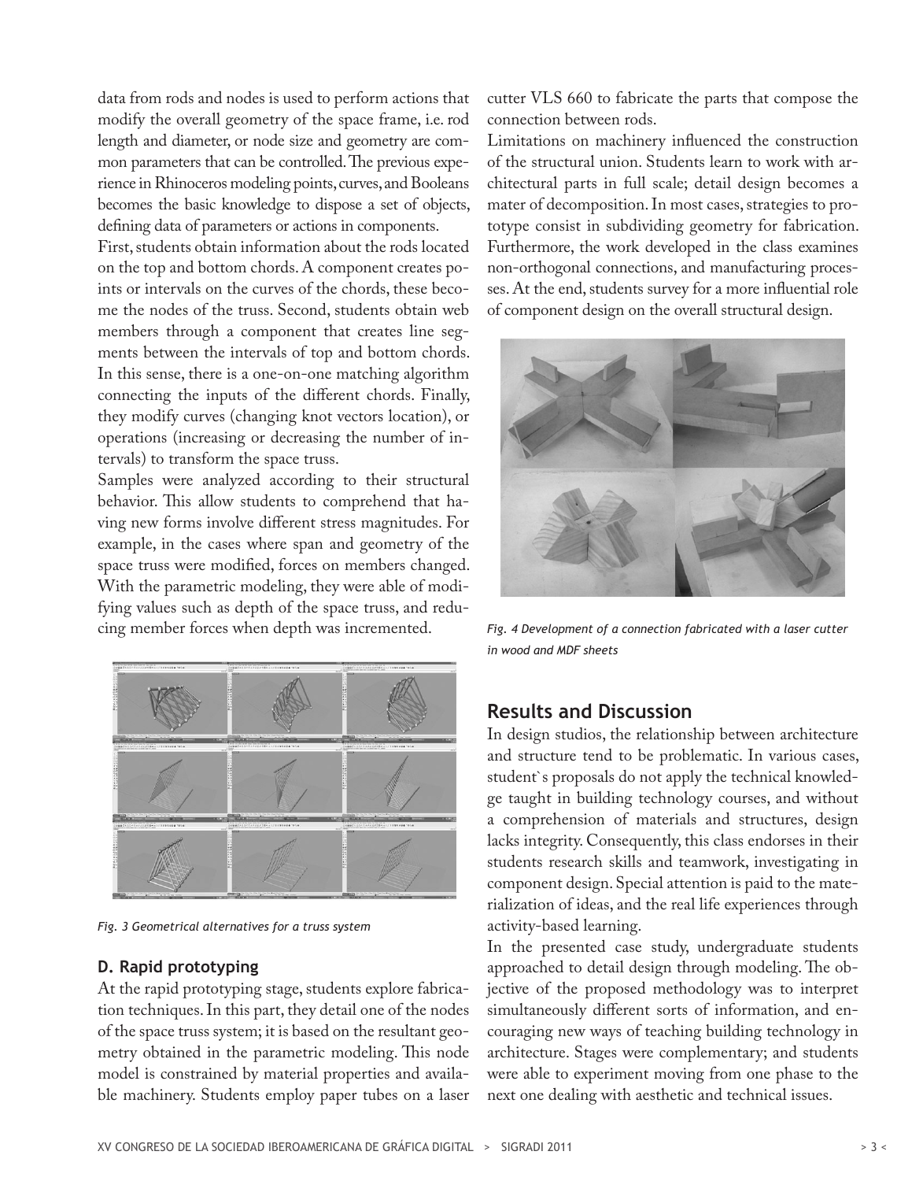data from rods and nodes is used to perform actions that modify the overall geometry of the space frame, i.e. rod length and diameter, or node size and geometry are common parameters that can be controlled. The previous experience in Rhinoceros modeling points, curves, and Booleans becomes the basic knowledge to dispose a set of objects, defining data of parameters or actions in components.

First, students obtain information about the rods located on the top and bottom chords. A component creates points or intervals on the curves of the chords, these become the nodes of the truss. Second, students obtain web members through a component that creates line segments between the intervals of top and bottom chords. In this sense, there is a one-on-one matching algorithm connecting the inputs of the different chords. Finally, they modify curves (changing knot vectors location), or operations (increasing or decreasing the number of intervals) to transform the space truss.

Samples were analyzed according to their structural behavior. This allow students to comprehend that having new forms involve different stress magnitudes. For example, in the cases where span and geometry of the space truss were modified, forces on members changed. With the parametric modeling, they were able of modifying values such as depth of the space truss, and reducing member forces when depth was incremented.

*Fig. 3 Geometrical alternatives for a truss system*

### D. Rapid prototyping

At the rapid prototyping stage, students explore fabrication techniques. In this part, they detail one of the nodes of the space truss system; it is based on the resultant geometry obtained in the parametric modeling. This node model is constrained by material properties and available machinery. Students employ paper tubes on a laser cutter VLS 660 to fabricate the parts that compose the connection between rods.

Limitations on machinery influenced the construction of the structural union. Students learn to work with architectural parts in full scale; detail design becomes a mater of decomposition. In most cases, strategies to prototype consist in subdividing geometry for fabrication. Furthermore, the work developed in the class examines non-orthogonal connections, and manufacturing processes. At the end, students survey for a more influential role of component design on the overall structural design.

*Fig. 4 Development of a connection fabricated with a laser cutter in wood and MDF sheets*

## Results and Discussion

In design studios, the relationship between architecture and structure tend to be problematic. In various cases, student`s proposals do not apply the technical knowledge taught in building technology courses, and without a comprehension of materials and structures, design lacks integrity. Consequently, this class endorses in their students research skills and teamwork, investigating in component design. Special attention is paid to the materialization of ideas, and the real life experiences through activity-based learning.

In the presented case study, undergraduate students approached to detail design through modeling. The objective of the proposed methodology was to interpret simultaneously different sorts of information, and encouraging new ways of teaching building technology in architecture. Stages were complementary; and students were able to experiment moving from one phase to the next one dealing with aesthetic and technical issues.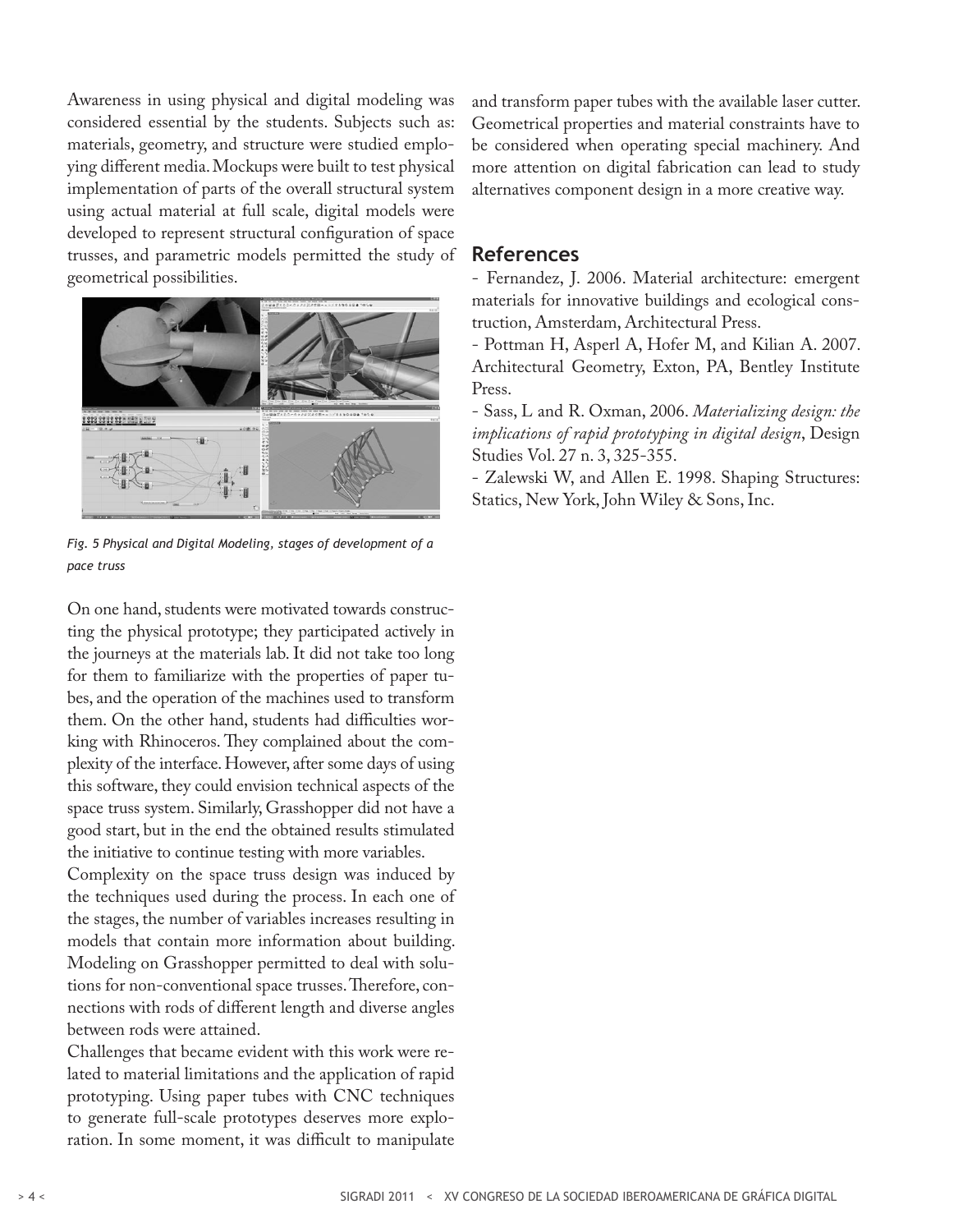Awareness in using physical and digital modeling was considered essential by the students. Subjects such as: materials, geometry, and structure were studied employing different media. Mockups were built to test physical implementation of parts of the overall structural system using actual material at full scale, digital models were developed to represent structural configuration of space trusses, and parametric models permitted the study of geometrical possibilities.

*Fig. 5 Physical and Digital Modeling, stages of development of a pace truss*

On one hand, students were motivated towards constructing the physical prototype; they participated actively in the journeys at the materials lab. It did not take too long for them to familiarize with the properties of paper tubes, and the operation of the machines used to transform them. On the other hand, students had difficulties working with Rhinoceros. They complained about the complexity of the interface. However, after some days of using this software, they could envision technical aspects of the space truss system. Similarly, Grasshopper did not have a good start, but in the end the obtained results stimulated the initiative to continue testing with more variables.

Complexity on the space truss design was induced by the techniques used during the process. In each one of the stages, the number of variables increases resulting in models that contain more information about building. Modeling on Grasshopper permitted to deal with solutions for non-conventional space trusses. Therefore, connections with rods of different length and diverse angles between rods were attained.

Challenges that became evident with this work were related to material limitations and the application of rapid prototyping. Using paper tubes with CNC techniques to generate full-scale prototypes deserves more exploration. In some moment, it was difficult to manipulate and transform paper tubes with the available laser cutter. Geometrical properties and material constraints have to be considered when operating special machinery. And more attention on digital fabrication can lead to study alternatives component design in a more creative way.

## References

- Fernandez, J. 2006. Material architecture: emergent materials for innovative buildings and ecological construction, Amsterdam, Architectural Press.
- Pottman H, Asperl A, Hofer M, and Kilian A. 2007. Architectural Geometry, Exton, PA, Bentley Institute Press.
- Sass, L and R. Oxman, 2006. *Materializing design: the implications of rapid prototyping in digital design*, Design Studies Vol. 27 n. 3, 325-355.
- Zalewski W, and Allen E. 1998. Shaping Structures: Statics, New York, John Wiley & Sons, Inc.